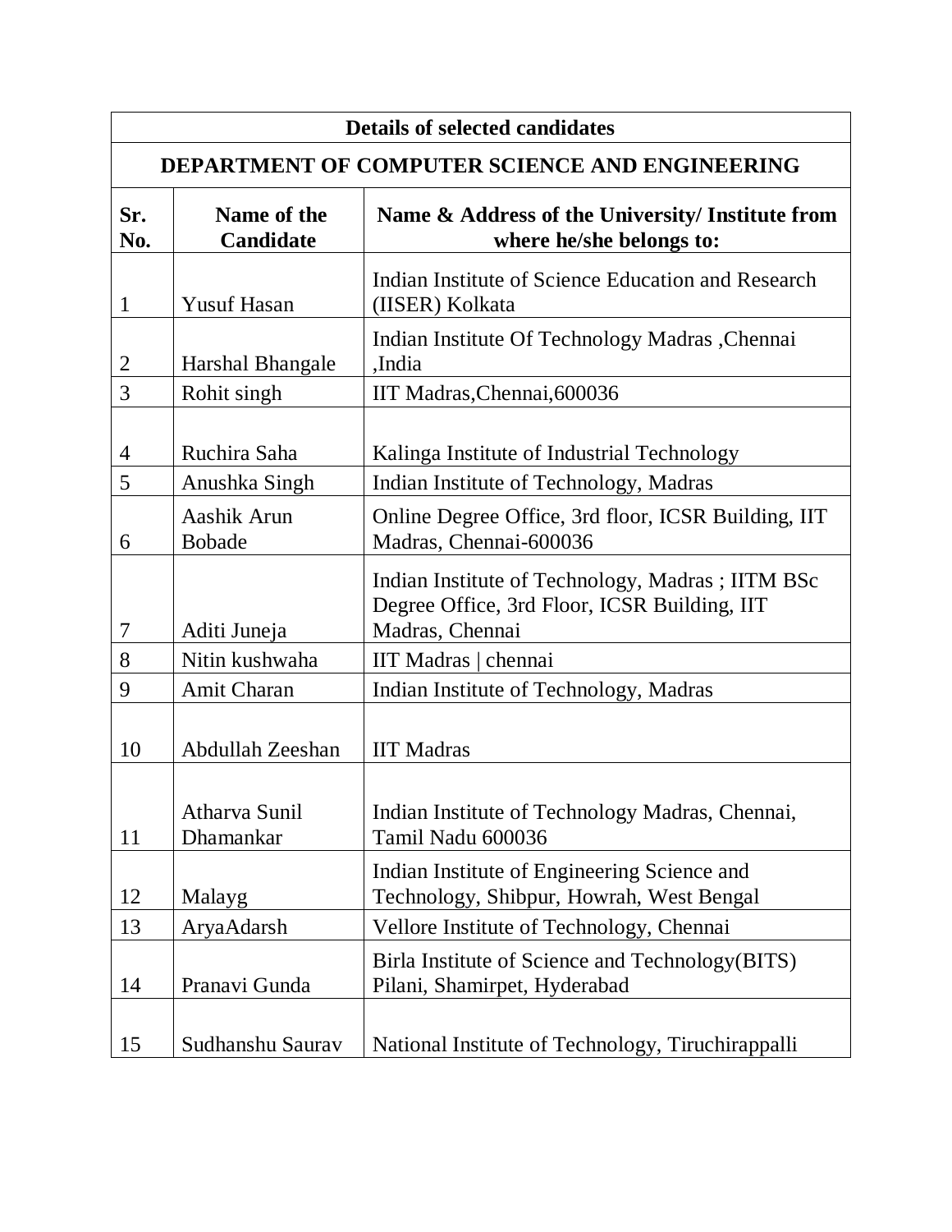| Details of selected candidates | | |
|---|---|---|
| **DEPARTMENT OF COMPUTER SCIENCE AND ENGINEERING** | | |
| **Sr. No.** | **Name of the Candidate** | **Name & Address of the University/ Institute from where he/she belongs to:** |
| 1 | Yusuf Hasan | Indian Institute of Science Education and Research (IISER) Kolkata |
| 2 | Harshal Bhangale | Indian Institute Of Technology Madras ,Chennai ,India |
| 3 | Rohit singh | IIT Madras,Chennai,600036 |
| 4 | Ruchira Saha | Kalinga Institute of Industrial Technology |
| 5 | Anushka Singh | Indian Institute of Technology, Madras |
| 6 | Aashik Arun Bobade | Online Degree Office, 3rd floor, ICSR Building, IIT Madras, Chennai-600036 |
| 7 | Aditi Juneja | Indian Institute of Technology, Madras ; IITM BSc Degree Office, 3rd Floor, ICSR Building, IIT Madras, Chennai |
| 8 | Nitin kushwaha | IIT Madras \| chennai |
| 9 | Amit Charan | Indian Institute of Technology, Madras |
| 10 | Abdullah Zeeshan | IIT Madras |
| 11 | Atharva Sunil Dhamankar | Indian Institute of Technology Madras, Chennai, Tamil Nadu 600036 |
| 12 | Malayg | Indian Institute of Engineering Science and Technology, Shibpur, Howrah, West Bengal |
| 13 | AryaAdarsh | Vellore Institute of Technology, Chennai |
| 14 | Pranavi Gunda | Birla Institute of Science and Technology(BITS) Pilani, Shamirpet, Hyderabad |
| 15 | Sudhanshu Saurav | National Institute of Technology, Tiruchirappalli |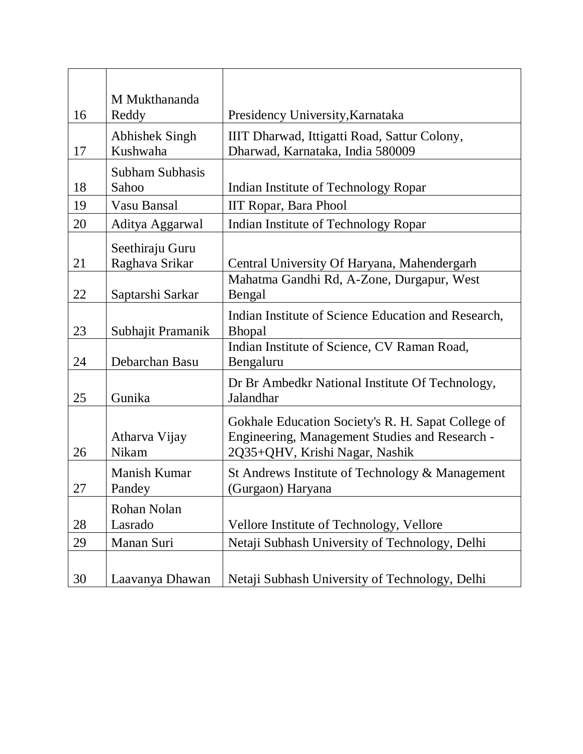| | | |
|---|---|---|
| 16 | M Mukthananda Reddy | Presidency University,Karnataka |
| 17 | Abhishek Singh Kushwaha | IIIT Dharwad, Ittigatti Road, Sattur Colony, Dharwad, Karnataka, India 580009 |
| 18 | Subham Subhasis Sahoo | Indian Institute of Technology Ropar |
| 19 | Vasu Bansal | IIT Ropar, Bara Phool |
| 20 | Aditya Aggarwal | Indian Institute of Technology Ropar |
| 21 | Seethiraju Guru Raghava Srikar | Central University Of Haryana, Mahendergarh |
| 22 | Saptarshi Sarkar | Mahatma Gandhi Rd, A-Zone, Durgapur, West Bengal |
| 23 | Subhajit Pramanik | Indian Institute of Science Education and Research, Bhopal |
| 24 | Debarchan Basu | Indian Institute of Science, CV Raman Road, Bengaluru |
| 25 | Gunika | Dr Br Ambedkr National Institute Of Technology, Jalandhar |
| 26 | Atharva Vijay Nikam | Gokhale Education Society's R. H. Sapat College of Engineering, Management Studies and Research - 2Q35+QHV, Krishi Nagar, Nashik |
| 27 | Manish Kumar Pandey | St Andrews Institute of Technology & Management (Gurgaon) Haryana |
| 28 | Rohan Nolan Lasrado | Vellore Institute of Technology, Vellore |
| 29 | Manan Suri | Netaji Subhash University of Technology, Delhi |
| 30 | Laavanya Dhawan | Netaji Subhash University of Technology, Delhi |